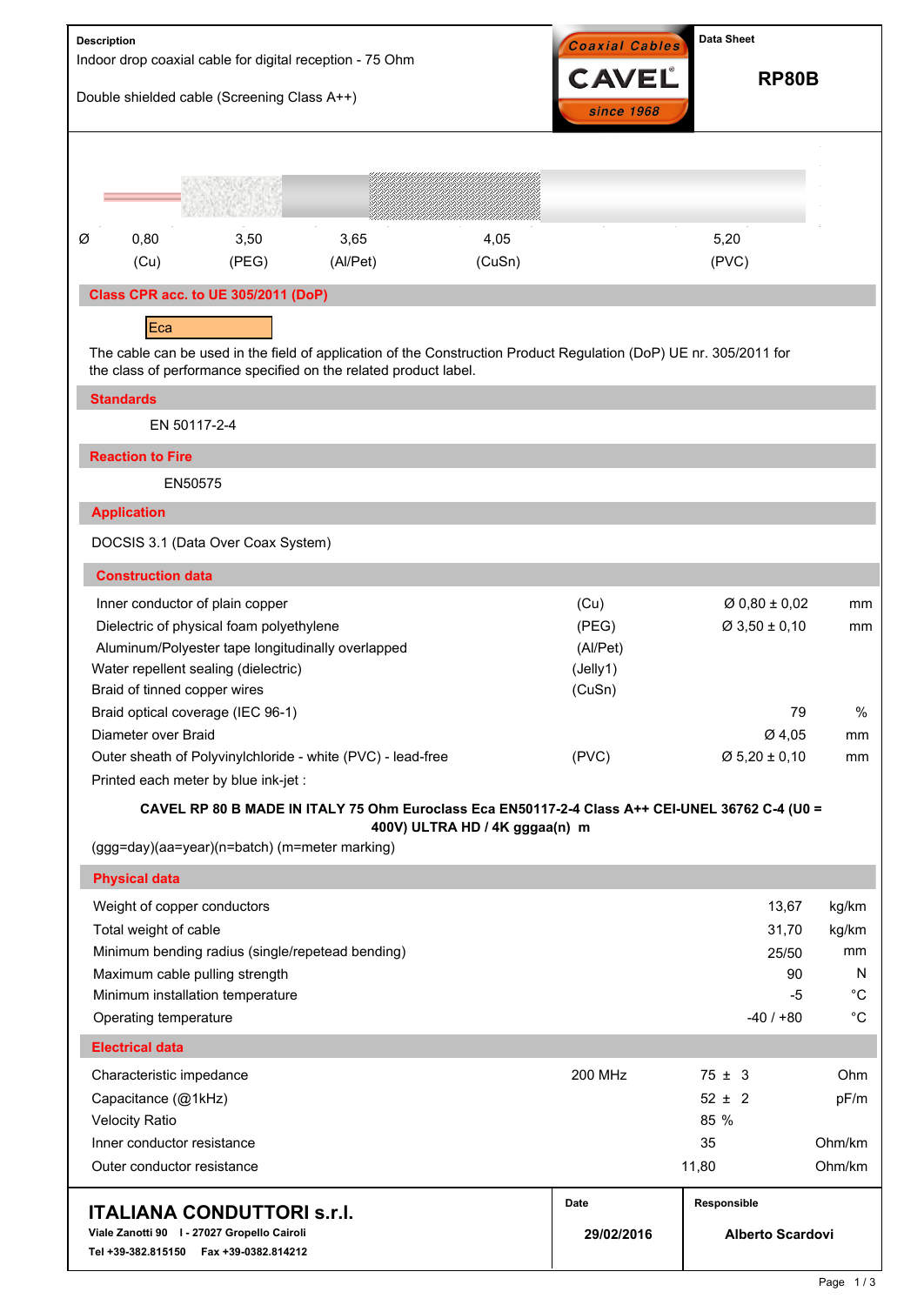**Description**

Indoor drop coaxial cable for digital reception - 75 Ohm

Double shielded cable (Screening Class A++)

Coaxial Cables CAVEL since 1968

**Data Sheet**

# RP80B

| Ø | 0,80 | 3,50 | 3,65 | 4,05 | 5,20 |
|---|---|---|---|---|---|
| | (Cu) | (PEG) | (Al/Pet) | (CuSn) | (PVC) |

## Class CPR acc. to UE 305/2011 (DoP)

Eca

The cable can be used in the field of application of the Construction Product Regulation (DoP) UE nr. 305/2011 for the class of performance specified on the related product label.

## Standards

EN 50117-2-4

## Reaction to Fire

EN50575

## Application

DOCSIS 3.1 (Data Over Coax System)

## Construction data

| | | | |
|---|---|---|---|
| Inner conductor of plain copper | (Cu) | Ø 0,80 ± 0,02 | mm |
| Dielectric of physical foam polyethylene | (PEG) | Ø 3,50 ± 0,10 | mm |
| Aluminum/Polyester tape longitudinally overlapped | (Al/Pet) | | |
| Water repellent sealing (dielectric) | (Jelly1) | | |
| Braid of tinned copper wires | (CuSn) | | |
| Braid optical coverage (IEC 96-1) | | 79 | % |
| Diameter over Braid | | Ø 4,05 | mm |
| Outer sheath of Polyvinylchloride - white (PVC) - lead-free | (PVC) | Ø 5,20 ± 0,10 | mm |

Printed each meter by blue ink-jet :

**CAVEL RP 80 B MADE IN ITALY 75 Ohm Euroclass Eca EN50117-2-4 Class A++ CEI-UNEL 36762 C-4 (U0 = 400V) ULTRA HD / 4K gggaa(n) m**

(ggg=day)(aa=year)(n=batch) (m=meter marking)

## Physical data

| | | |
|---|---|---|
| Weight of copper conductors | 13,67 | kg/km |
| Total weight of cable | 31,70 | kg/km |
| Minimum bending radius (single/repetead bending) | 25/50 | mm |
| Maximum cable pulling strength | 90 | N |
| Minimum installation temperature | -5 | °C |
| Operating temperature | -40 / +80 | °C |

## Electrical data

| | | | |
|---|---|---|---|
| Characteristic impedance | 200 MHz | 75 ± 3 | Ohm |
| Capacitance (@1kHz) | | 52 ± 2 | pF/m |
| Velocity Ratio | | 85 % | |
| Inner conductor resistance | | 35 | Ohm/km |
| Outer conductor resistance | | 11,80 | Ohm/km |

**ITALIANA CONDUTTORI s.r.l.**
**Viale Zanotti 90 I - 27027 Gropello Cairoli**
**Tel +39-382.815150 Fax +39-0382.814212**

| Date | Responsible |
|---|---|
| 29/02/2016 | Alberto Scardovi |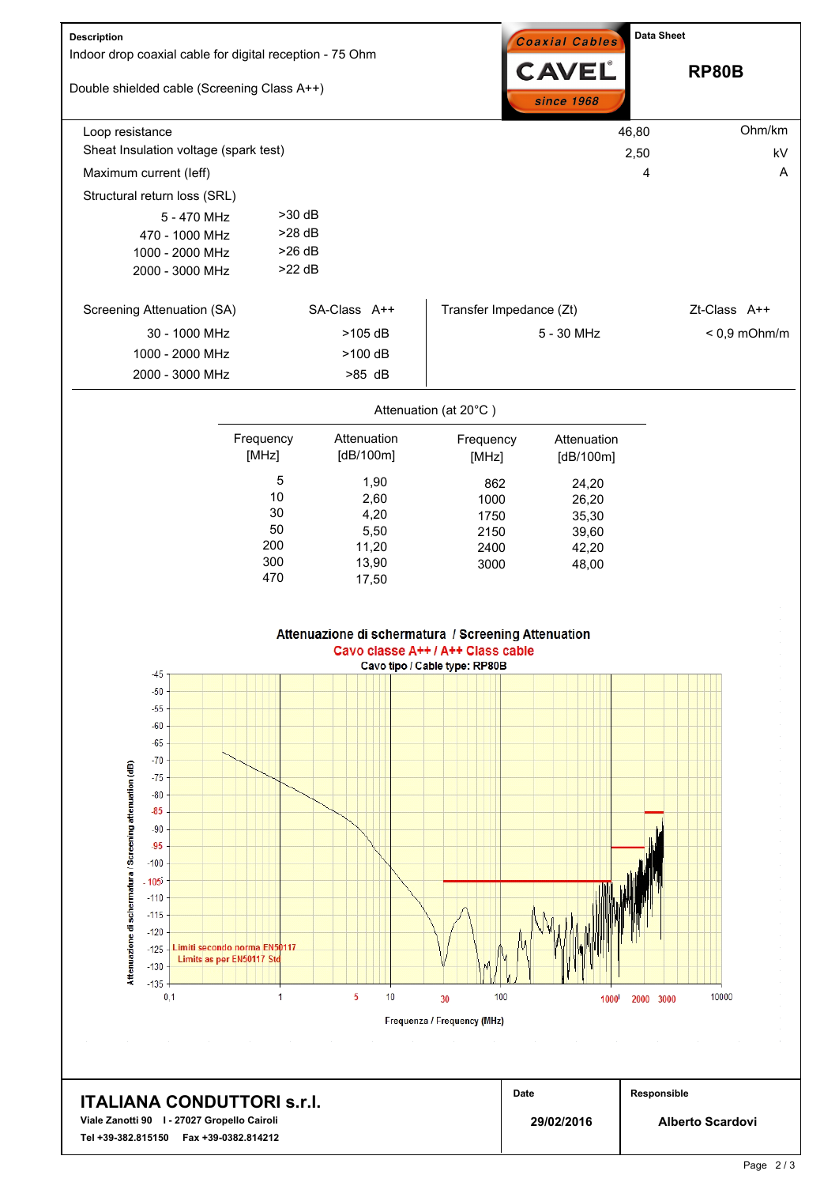**Description**

Indoor drop coaxial cable for digital reception - 75 Ohm

Double shielded cable (Screening Class A++)

Coaxial Cables CAVEL since 1968

**Data Sheet**

# RP80B

| | | |
|---|---|---|
| Loop resistance | 46,80 | Ohm/km |
| Sheat Insulation voltage (spark test) | 2,50 | kV |
| Maximum current (Ieff) | 4 | A |

Structural return loss (SRL)

| | |
|---|---|
| 5 - 470 MHz | >30 dB |
| 470 - 1000 MHz | >28 dB |
| 1000 - 2000 MHz | >26 dB |
| 2000 - 3000 MHz | >22 dB |

| Screening Attenuation (SA) | SA-Class A++ |
|---|---|
| 30 - 1000 MHz | >105 dB |
| 1000 - 2000 MHz | >100 dB |
| 2000 - 3000 MHz | >85 dB |

| Transfer Impedance (Zt) | Zt-Class A++ |
|---|---|
| 5 - 30 MHz | < 0,9 mOhm/m |

Attenuation (at 20°C )

| Frequency [MHz] | Attenuation [dB/100m] | Frequency [MHz] | Attenuation [dB/100m] |
|---|---|---|---|
| 5 | 1,90 | 862 | 24,20 |
| 10 | 2,60 | 1000 | 26,20 |
| 30 | 4,20 | 1750 | 35,30 |
| 50 | 5,50 | 2150 | 39,60 |
| 200 | 11,20 | 2400 | 42,20 |
| 300 | 13,90 | 3000 | 48,00 |
| 470 | 17,50 | | |

**Attenuazione di schermatura / Screening Attenuation**

Cavo classe A++ / A++ Class cable

Cavo tipo / Cable type: RP80B

Limiti secondo norma EN50117
Limits as per EN50117 Std

Attenuazione di schermatura / Screening attenuation (dB)

Frequenza / Frequency (MHz)

**ITALIANA CONDUTTORI s.r.l.**

Viale Zanotti 90 I - 27027 Gropello Cairoli

Tel +39-382.815150 Fax +39-0382.814212

| Date | Responsible |
|---|---|
| 29/02/2016 | Alberto Scardovi |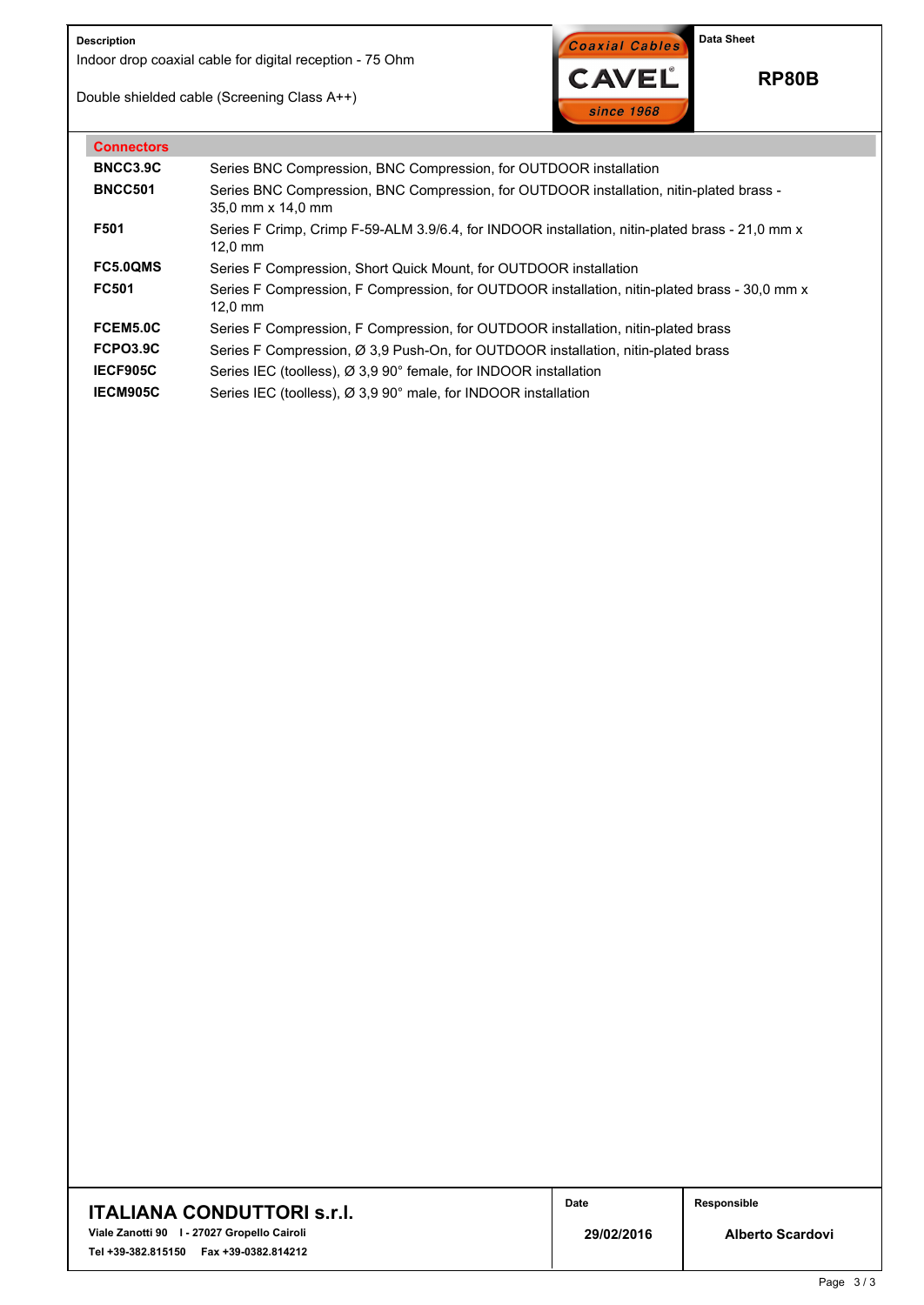**Description**

Indoor drop coaxial cable for digital reception - 75 Ohm

Double shielded cable (Screening Class A++)

**Data Sheet**

**RP80B**

## Connectors

| | |
|---|---|
| **BNCC3.9C** | Series BNC Compression, BNC Compression, for OUTDOOR installation |
| **BNCC501** | Series BNC Compression, BNC Compression, for OUTDOOR installation, nitin-plated brass - 35,0 mm x 14,0 mm |
| **F501** | Series F Crimp, Crimp F-59-ALM 3.9/6.4, for INDOOR installation, nitin-plated brass - 21,0 mm x 12,0 mm |
| **FC5.0QMS** | Series F Compression, Short Quick Mount, for OUTDOOR installation |
| **FC501** | Series F Compression, F Compression, for OUTDOOR installation, nitin-plated brass - 30,0 mm x 12,0 mm |
| **FCEM5.0C** | Series F Compression, F Compression, for OUTDOOR installation, nitin-plated brass |
| **FCPO3.9C** | Series F Compression, Ø 3,9 Push-On, for OUTDOOR installation, nitin-plated brass |
| **IECF905C** | Series IEC (toolless), Ø 3,9 90° female, for INDOOR installation |
| **IECM905C** | Series IEC (toolless), Ø 3,9 90° male, for INDOOR installation |

**ITALIANA CONDUTTORI s.r.l.**
Viale Zanotti 90 I - 27027 Gropello Cairoli
Tel +39-382.815150 Fax +39-0382.814212

| Date | Responsible |
|---|---|
| 29/02/2016 | Alberto Scardovi |